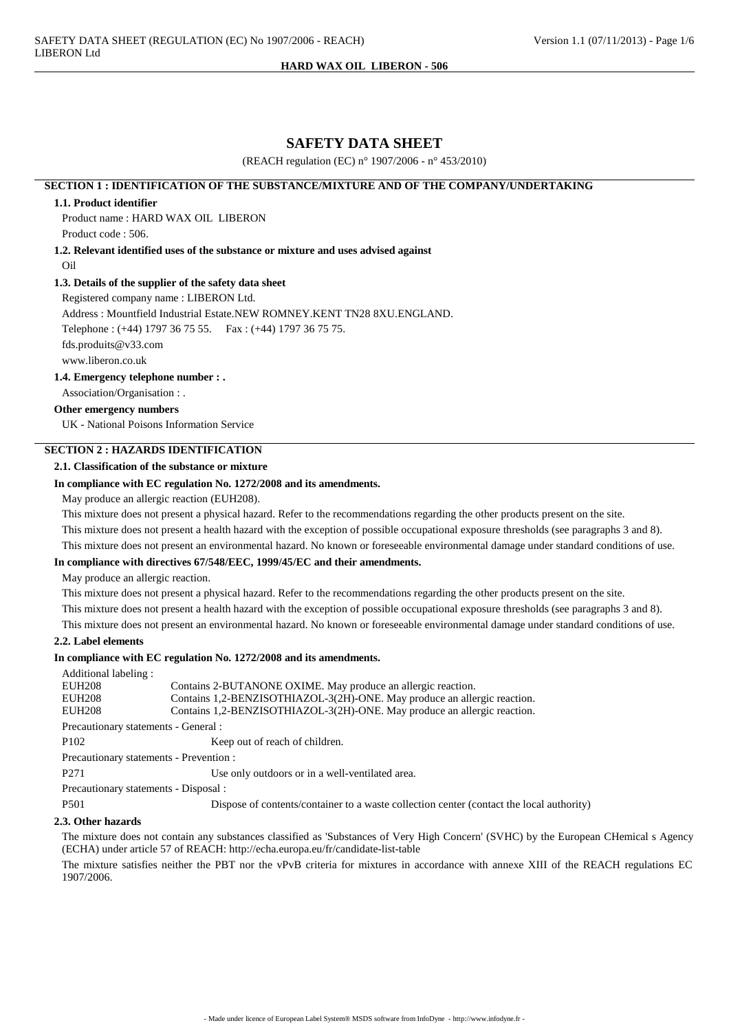# SAFETY DATA SHEET

(REACH regulation (EC) n° 1907/2006 - n° 453/2010)

## SECTION 1 : IDENTIFICATION OF THE SUBSTANCE/MIXTURE AND OF THE COMPANY/UNDERTAKING

### 1.1. Product identifier

Product name : HARD WAX OIL LIBERON

Product code : 506.

### 1.2. Relevant identified uses of the substance or mixture and uses advised against

Oil

### 1.3. Details of the supplier of the safety data sheet

Registered company name : LIBERON Ltd.

Address : Mountfield Industrial Estate.NEW ROMNEY.KENT TN28 8XU.ENGLAND.

Telephone : (+44) 1797 36 75 55. Fax : (+44) 1797 36 75 75.

fds.produits@v33.com

www.liberon.co.uk

### 1.4. Emergency telephone number : .

Association/Organisation : .

**Other emergency numbers**

UK - National Poisons Information Service

## SECTION 2 : HAZARDS IDENTIFICATION

### 2.1. Classification of the substance or mixture

**In compliance with EC regulation No. 1272/2008 and its amendments.**

May produce an allergic reaction (EUH208).

This mixture does not present a physical hazard. Refer to the recommendations regarding the other products present on the site.

This mixture does not present a health hazard with the exception of possible occupational exposure thresholds (see paragraphs 3 and 8).

This mixture does not present an environmental hazard. No known or foreseeable environmental damage under standard conditions of use.

**In compliance with directives 67/548/EEC, 1999/45/EC and their amendments.**

May produce an allergic reaction.

This mixture does not present a physical hazard. Refer to the recommendations regarding the other products present on the site.

This mixture does not present a health hazard with the exception of possible occupational exposure thresholds (see paragraphs 3 and 8).

This mixture does not present an environmental hazard. No known or foreseeable environmental damage under standard conditions of use.

### 2.2. Label elements

**In compliance with EC regulation No. 1272/2008 and its amendments.**

Additional labeling :

EUH208 Contains 2-BUTANONE OXIME. May produce an allergic reaction.

EUH208 Contains 1,2-BENZISOTHIAZOL-3(2H)-ONE. May produce an allergic reaction.

EUH208 Contains 1,2-BENZISOTHIAZOL-3(2H)-ONE. May produce an allergic reaction.

Precautionary statements - General :

P102 Keep out of reach of children.

Precautionary statements - Prevention :

P271 Use only outdoors or in a well-ventilated area.

Precautionary statements - Disposal :

P501 Dispose of contents/container to a waste collection center (contact the local authority)

### 2.3. Other hazards

The mixture does not contain any substances classified as 'Substances of Very High Concern' (SVHC) by the European CHemical s Agency (ECHA) under article 57 of REACH: http://echa.europa.eu/fr/candidate-list-table

The mixture satisfies neither the PBT nor the vPvB criteria for mixtures in accordance with annexe XIII of the REACH regulations EC 1907/2006.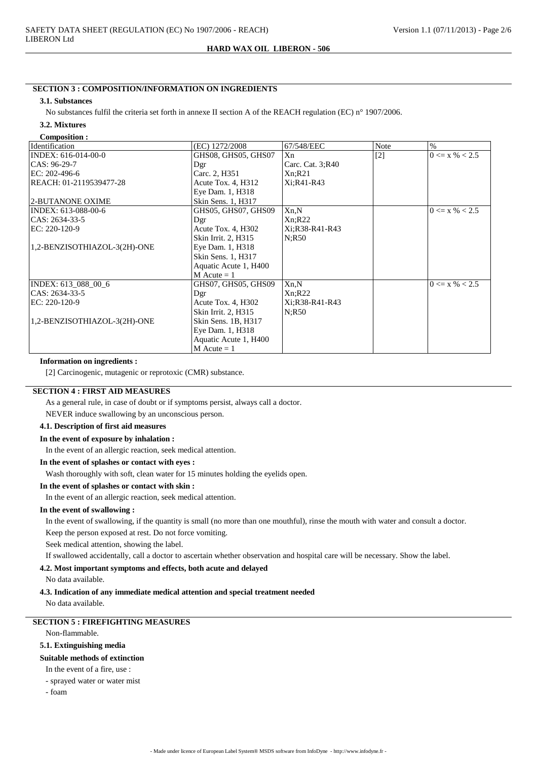## SECTION 3 : COMPOSITION/INFORMATION ON INGREDIENTS

### 3.1. Substances

No substances fulfil the criteria set forth in annexe II section A of the REACH regulation (EC) n° 1907/2006.

### 3.2. Mixtures

**Composition :**

| Identification | (EC) 1272/2008 | 67/548/EEC | Note | % |
|---|---|---|---|---|
| INDEX: 616-014-00-0<br>CAS: 96-29-7<br>EC: 202-496-6<br>REACH: 01-2119539477-28<br><br>2-BUTANONE OXIME | GHS08, GHS05, GHS07<br>Dgr<br>Carc. 2, H351<br>Acute Tox. 4, H312<br>Eye Dam. 1, H318<br>Skin Sens. 1, H317 | Xn<br>Carc. Cat. 3;R40<br>Xn;R21<br>Xi;R41-R43 | [2] | 0 <= x % < 2.5 |
| INDEX: 613-088-00-6<br>CAS: 2634-33-5<br>EC: 220-120-9<br><br>1,2-BENZISOTHIAZOL-3(2H)-ONE | GHS05, GHS07, GHS09<br>Dgr<br>Acute Tox. 4, H302<br>Skin Irrit. 2, H315<br>Eye Dam. 1, H318<br>Skin Sens. 1, H317<br>Aquatic Acute 1, H400<br>M Acute = 1 | Xn,N<br>Xn;R22<br>Xi;R38-R41-R43<br>N;R50 | | 0 <= x % < 2.5 |
| INDEX: 613_088_00_6<br>CAS: 2634-33-5<br>EC: 220-120-9<br><br>1,2-BENZISOTHIAZOL-3(2H)-ONE | GHS07, GHS05, GHS09<br>Dgr<br>Acute Tox. 4, H302<br>Skin Irrit. 2, H315<br>Skin Sens. 1B, H317<br>Eye Dam. 1, H318<br>Aquatic Acute 1, H400<br>M Acute = 1 | Xn,N<br>Xn;R22<br>Xi;R38-R41-R43<br>N;R50 | | 0 <= x % < 2.5 |

**Information on ingredients :**

[2] Carcinogenic, mutagenic or reprotoxic (CMR) substance.

## SECTION 4 : FIRST AID MEASURES

As a general rule, in case of doubt or if symptoms persist, always call a doctor.

NEVER induce swallowing by an unconscious person.

### 4.1. Description of first aid measures

**In the event of exposure by inhalation :**

In the event of an allergic reaction, seek medical attention.

**In the event of splashes or contact with eyes :**

Wash thoroughly with soft, clean water for 15 minutes holding the eyelids open.

**In the event of splashes or contact with skin :**

In the event of an allergic reaction, seek medical attention.

**In the event of swallowing :**

In the event of swallowing, if the quantity is small (no more than one mouthful), rinse the mouth with water and consult a doctor.

Keep the person exposed at rest. Do not force vomiting.

Seek medical attention, showing the label.

If swallowed accidentally, call a doctor to ascertain whether observation and hospital care will be necessary. Show the label.

### 4.2. Most important symptoms and effects, both acute and delayed

No data available.

### 4.3. Indication of any immediate medical attention and special treatment needed

No data available.

## SECTION 5 : FIREFIGHTING MEASURES

Non-flammable.

### 5.1. Extinguishing media

**Suitable methods of extinction**

In the event of a fire, use :

- sprayed water or water mist
- foam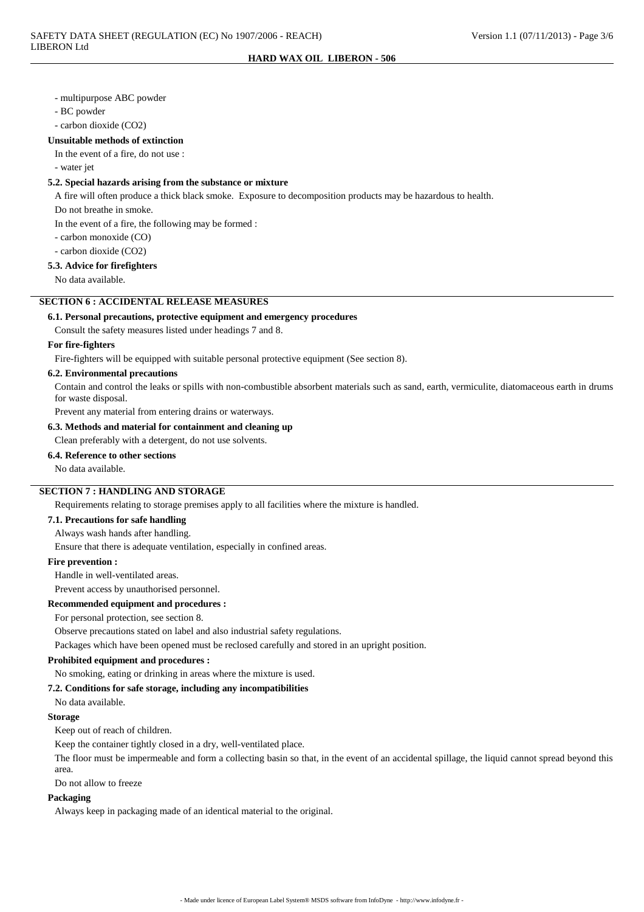- multipurpose ABC powder
- BC powder
- carbon dioxide ($CO_2$)

**Unsuitable methods of extinction**

In the event of a fire, do not use :

- water jet

### 5.2. Special hazards arising from the substance or mixture

A fire will often produce a thick black smoke. Exposure to decomposition products may be hazardous to health.

Do not breathe in smoke.

In the event of a fire, the following may be formed :

- carbon monoxide (CO)
- carbon dioxide ($CO_2$)

### 5.3. Advice for firefighters

No data available.

## SECTION 6 : ACCIDENTAL RELEASE MEASURES

### 6.1. Personal precautions, protective equipment and emergency procedures

Consult the safety measures listed under headings 7 and 8.

**For fire-fighters**

Fire-fighters will be equipped with suitable personal protective equipment (See section 8).

### 6.2. Environmental precautions

Contain and control the leaks or spills with non-combustible absorbent materials such as sand, earth, vermiculite, diatomaceous earth in drums for waste disposal.

Prevent any material from entering drains or waterways.

### 6.3. Methods and material for containment and cleaning up

Clean preferably with a detergent, do not use solvents.

### 6.4. Reference to other sections

No data available.

## SECTION 7 : HANDLING AND STORAGE

Requirements relating to storage premises apply to all facilities where the mixture is handled.

### 7.1. Precautions for safe handling

Always wash hands after handling.

Ensure that there is adequate ventilation, especially in confined areas.

**Fire prevention :**

Handle in well-ventilated areas.

Prevent access by unauthorised personnel.

**Recommended equipment and procedures :**

For personal protection, see section 8.

Observe precautions stated on label and also industrial safety regulations.

Packages which have been opened must be reclosed carefully and stored in an upright position.

**Prohibited equipment and procedures :**

No smoking, eating or drinking in areas where the mixture is used.

### 7.2. Conditions for safe storage, including any incompatibilities

No data available.

**Storage**

Keep out of reach of children.

Keep the container tightly closed in a dry, well-ventilated place.

The floor must be impermeable and form a collecting basin so that, in the event of an accidental spillage, the liquid cannot spread beyond this area.

Do not allow to freeze

**Packaging**

Always keep in packaging made of an identical material to the original.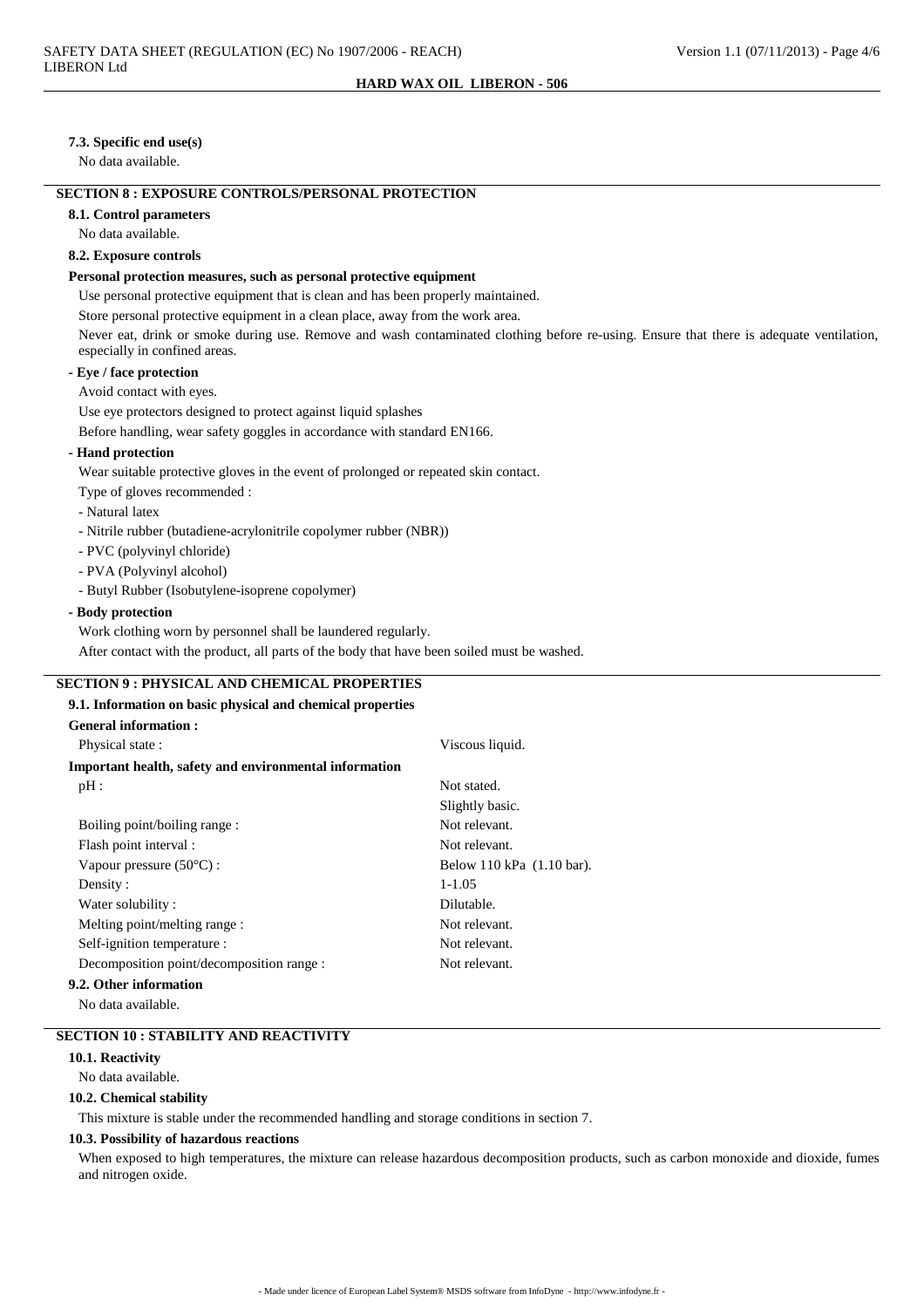#### 7.3. Specific end use(s)

No data available.

## SECTION 8 : EXPOSURE CONTROLS/PERSONAL PROTECTION

#### 8.1. Control parameters

No data available.

#### 8.2. Exposure controls

**Personal protection measures, such as personal protective equipment**

Use personal protective equipment that is clean and has been properly maintained.

Store personal protective equipment in a clean place, away from the work area.

Never eat, drink or smoke during use. Remove and wash contaminated clothing before re-using. Ensure that there is adequate ventilation, especially in confined areas.

**- Eye / face protection**

Avoid contact with eyes.

Use eye protectors designed to protect against liquid splashes

Before handling, wear safety goggles in accordance with standard EN166.

**- Hand protection**

Wear suitable protective gloves in the event of prolonged or repeated skin contact.

Type of gloves recommended :

- Natural latex
- Nitrile rubber (butadiene-acrylonitrile copolymer rubber (NBR))
- PVC (polyvinyl chloride)
- PVA (Polyvinyl alcohol)
- Butyl Rubber (Isobutylene-isoprene copolymer)

**- Body protection**

Work clothing worn by personnel shall be laundered regularly.

After contact with the product, all parts of the body that have been soiled must be washed.

## SECTION 9 : PHYSICAL AND CHEMICAL PROPERTIES

#### 9.1. Information on basic physical and chemical properties

**General information :**

| | |
|---|---|
| Physical state : | Viscous liquid. |

**Important health, safety and environmental information**

| | |
|---|---|
| pH : | Not stated. |
| | Slightly basic. |
| Boiling point/boiling range : | Not relevant. |
| Flash point interval : | Not relevant. |
| Vapour pressure (50°C) : | Below 110 kPa (1.10 bar). |
| Density : | 1-1.05 |
| Water solubility : | Dilutable. |
| Melting point/melting range : | Not relevant. |
| Self-ignition temperature : | Not relevant. |
| Decomposition point/decomposition range : | Not relevant. |

#### 9.2. Other information

No data available.

## SECTION 10 : STABILITY AND REACTIVITY

#### 10.1. Reactivity

No data available.

#### 10.2. Chemical stability

This mixture is stable under the recommended handling and storage conditions in section 7.

#### 10.3. Possibility of hazardous reactions

When exposed to high temperatures, the mixture can release hazardous decomposition products, such as carbon monoxide and dioxide, fumes and nitrogen oxide.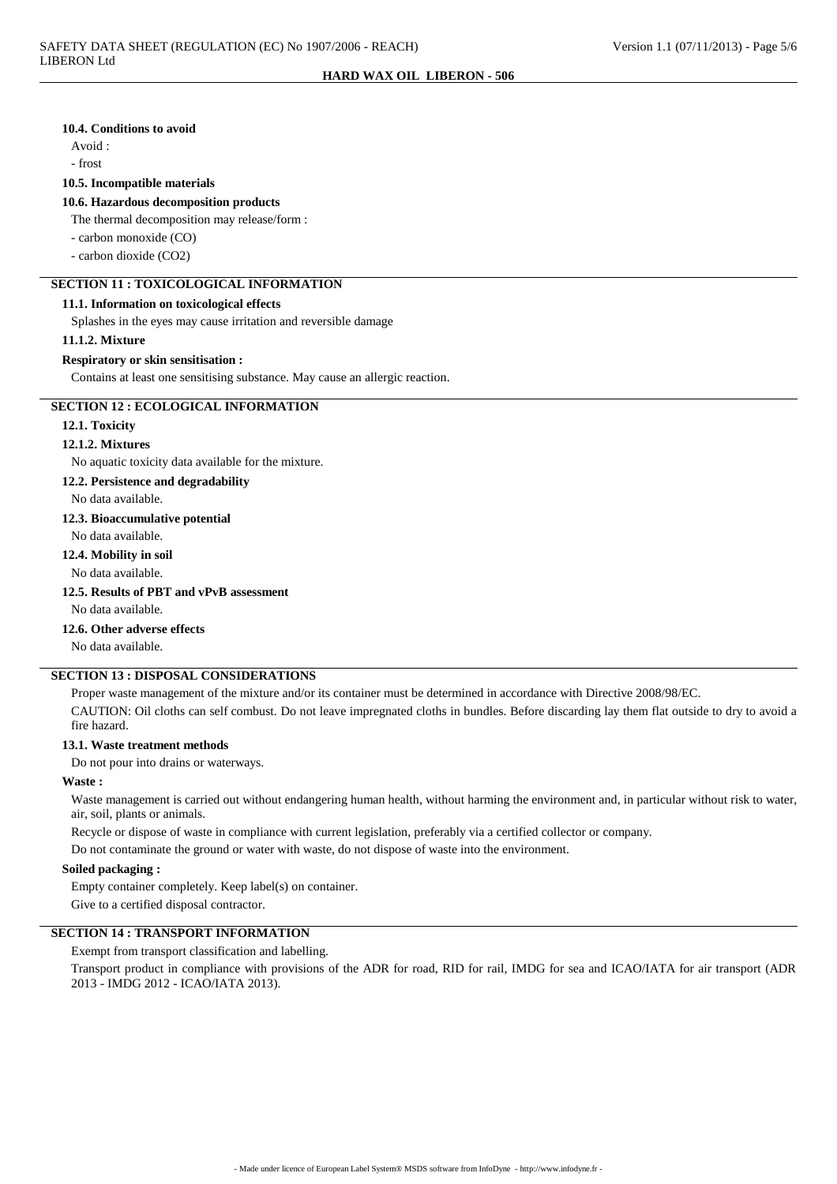#### 10.4. Conditions to avoid

Avoid :

- frost

#### 10.5. Incompatible materials

#### 10.6. Hazardous decomposition products

The thermal decomposition may release/form :

- carbon monoxide (CO)
- carbon dioxide ($CO_2$)

## SECTION 11 : TOXICOLOGICAL INFORMATION

#### 11.1. Information on toxicological effects

Splashes in the eyes may cause irritation and reversible damage

#### 11.1.2. Mixture

**Respiratory or skin sensitisation :**

Contains at least one sensitising substance. May cause an allergic reaction.

## SECTION 12 : ECOLOGICAL INFORMATION

#### 12.1. Toxicity

#### 12.1.2. Mixtures

No aquatic toxicity data available for the mixture.

#### 12.2. Persistence and degradability

No data available.

#### 12.3. Bioaccumulative potential

No data available.

#### 12.4. Mobility in soil

No data available.

#### 12.5. Results of PBT and vPvB assessment

No data available.

#### 12.6. Other adverse effects

No data available.

## SECTION 13 : DISPOSAL CONSIDERATIONS

Proper waste management of the mixture and/or its container must be determined in accordance with Directive 2008/98/EC.

CAUTION: Oil cloths can self combust. Do not leave impregnated cloths in bundles. Before discarding lay them flat outside to dry to avoid a fire hazard.

#### 13.1. Waste treatment methods

Do not pour into drains or waterways.

**Waste :**

Waste management is carried out without endangering human health, without harming the environment and, in particular without risk to water, air, soil, plants or animals.

Recycle or dispose of waste in compliance with current legislation, preferably via a certified collector or company.

Do not contaminate the ground or water with waste, do not dispose of waste into the environment.

**Soiled packaging :**

Empty container completely. Keep label(s) on container.

Give to a certified disposal contractor.

## SECTION 14 : TRANSPORT INFORMATION

Exempt from transport classification and labelling.

Transport product in compliance with provisions of the ADR for road, RID for rail, IMDG for sea and ICAO/IATA for air transport (ADR 2013 - IMDG 2012 - ICAO/IATA 2013).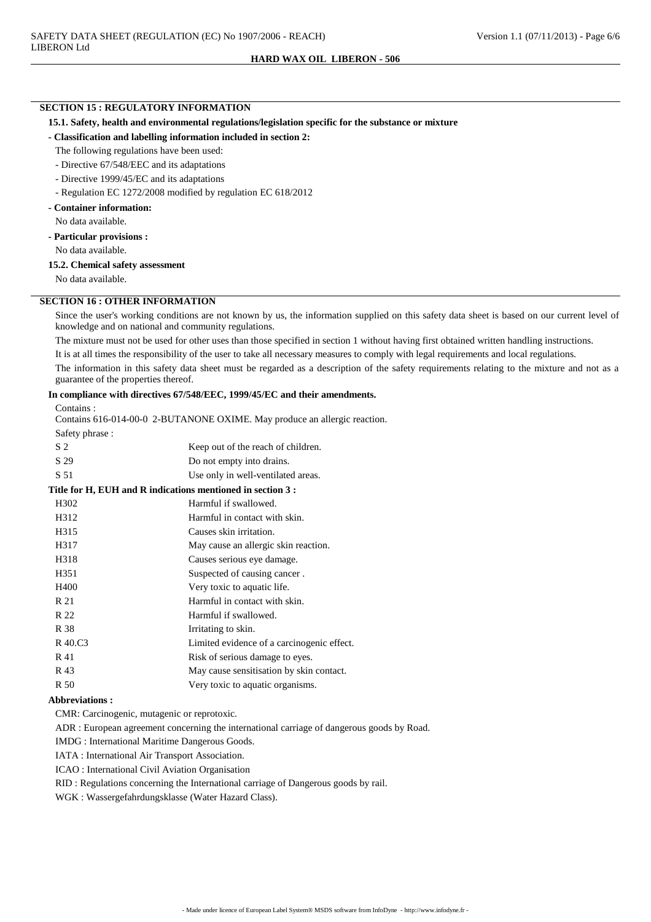## SECTION 15 : REGULATORY INFORMATION

**15.1. Safety, health and environmental regulations/legislation specific for the substance or mixture**

**- Classification and labelling information included in section 2:**

The following regulations have been used:

- Directive 67/548/EEC and its adaptations
- Directive 1999/45/EC and its adaptations
- Regulation EC 1272/2008 modified by regulation EC 618/2012

**- Container information:**

No data available.

**- Particular provisions :**

No data available.

**15.2. Chemical safety assessment**

No data available.

## SECTION 16 : OTHER INFORMATION

Since the user's working conditions are not known by us, the information supplied on this safety data sheet is based on our current level of knowledge and on national and community regulations.

The mixture must not be used for other uses than those specified in section 1 without having first obtained written handling instructions.

It is at all times the responsibility of the user to take all necessary measures to comply with legal requirements and local regulations.

The information in this safety data sheet must be regarded as a description of the safety requirements relating to the mixture and not as a guarantee of the properties thereof.

**In compliance with directives 67/548/EEC, 1999/45/EC and their amendments.**

Contains :

Contains 616-014-00-0 2-BUTANONE OXIME. May produce an allergic reaction.

Safety phrase :

| | |
|---|---|
| S 2 | Keep out of the reach of children. |
| S 29 | Do not empty into drains. |
| S 51 | Use only in well-ventilated areas. |

**Title for H, EUH and R indications mentioned in section 3 :**

| | |
|---|---|
| H302 | Harmful if swallowed. |
| H312 | Harmful in contact with skin. |
| H315 | Causes skin irritation. |
| H317 | May cause an allergic skin reaction. |
| H318 | Causes serious eye damage. |
| H351 | Suspected of causing cancer . |
| H400 | Very toxic to aquatic life. |
| R 21 | Harmful in contact with skin. |
| R 22 | Harmful if swallowed. |
| R 38 | Irritating to skin. |
| R 40.C3 | Limited evidence of a carcinogenic effect. |
| R 41 | Risk of serious damage to eyes. |
| R 43 | May cause sensitisation by skin contact. |
| R 50 | Very toxic to aquatic organisms. |

**Abbreviations :**

CMR: Carcinogenic, mutagenic or reprotoxic.

ADR : European agreement concerning the international carriage of dangerous goods by Road.

IMDG : International Maritime Dangerous Goods.

IATA : International Air Transport Association.

ICAO : International Civil Aviation Organisation

RID : Regulations concerning the International carriage of Dangerous goods by rail.

WGK : Wassergefahrdungsklasse (Water Hazard Class).